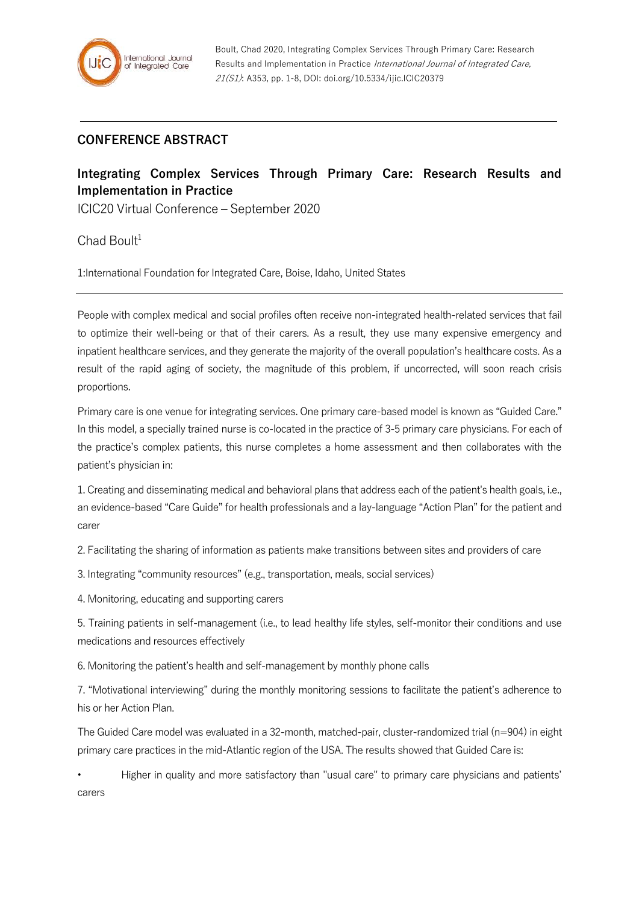Boult, Chad 2020, Integrating Complex Services Through Primary Care: Research Results and Implementation in Practice *International Journal of Integrated Care, 21(S1)*: A353, pp. 1-8, DOI: doi.org/10.5334/ijic.ICIC20379

---

## CONFERENCE ABSTRACT

# Integrating Complex Services Through Primary Care: Research Results and Implementation in Practice

ICIC20 Virtual Conference – September 2020

Chad Boult[1]

1:International Foundation for Integrated Care, Boise, Idaho, United States

---

People with complex medical and social profiles often receive non-integrated health-related services that fail to optimize their well-being or that of their carers. As a result, they use many expensive emergency and inpatient healthcare services, and they generate the majority of the overall population's healthcare costs. As a result of the rapid aging of society, the magnitude of this problem, if uncorrected, will soon reach crisis proportions.

Primary care is one venue for integrating services. One primary care-based model is known as "Guided Care." In this model, a specially trained nurse is co-located in the practice of 3-5 primary care physicians. For each of the practice's complex patients, this nurse completes a home assessment and then collaborates with the patient's physician in:

1. Creating and disseminating medical and behavioral plans that address each of the patient's health goals, i.e., an evidence-based "Care Guide" for health professionals and a lay-language "Action Plan" for the patient and carer

2. Facilitating the sharing of information as patients make transitions between sites and providers of care

3. Integrating "community resources" (e.g., transportation, meals, social services)

4. Monitoring, educating and supporting carers

5. Training patients in self-management (i.e., to lead healthy life styles, self-monitor their conditions and use medications and resources effectively

6. Monitoring the patient's health and self-management by monthly phone calls

7. "Motivational interviewing" during the monthly monitoring sessions to facilitate the patient's adherence to his or her Action Plan.

The Guided Care model was evaluated in a 32-month, matched-pair, cluster-randomized trial (n=904) in eight primary care practices in the mid-Atlantic region of the USA. The results showed that Guided Care is:

- Higher in quality and more satisfactory than "usual care" to primary care physicians and patients' carers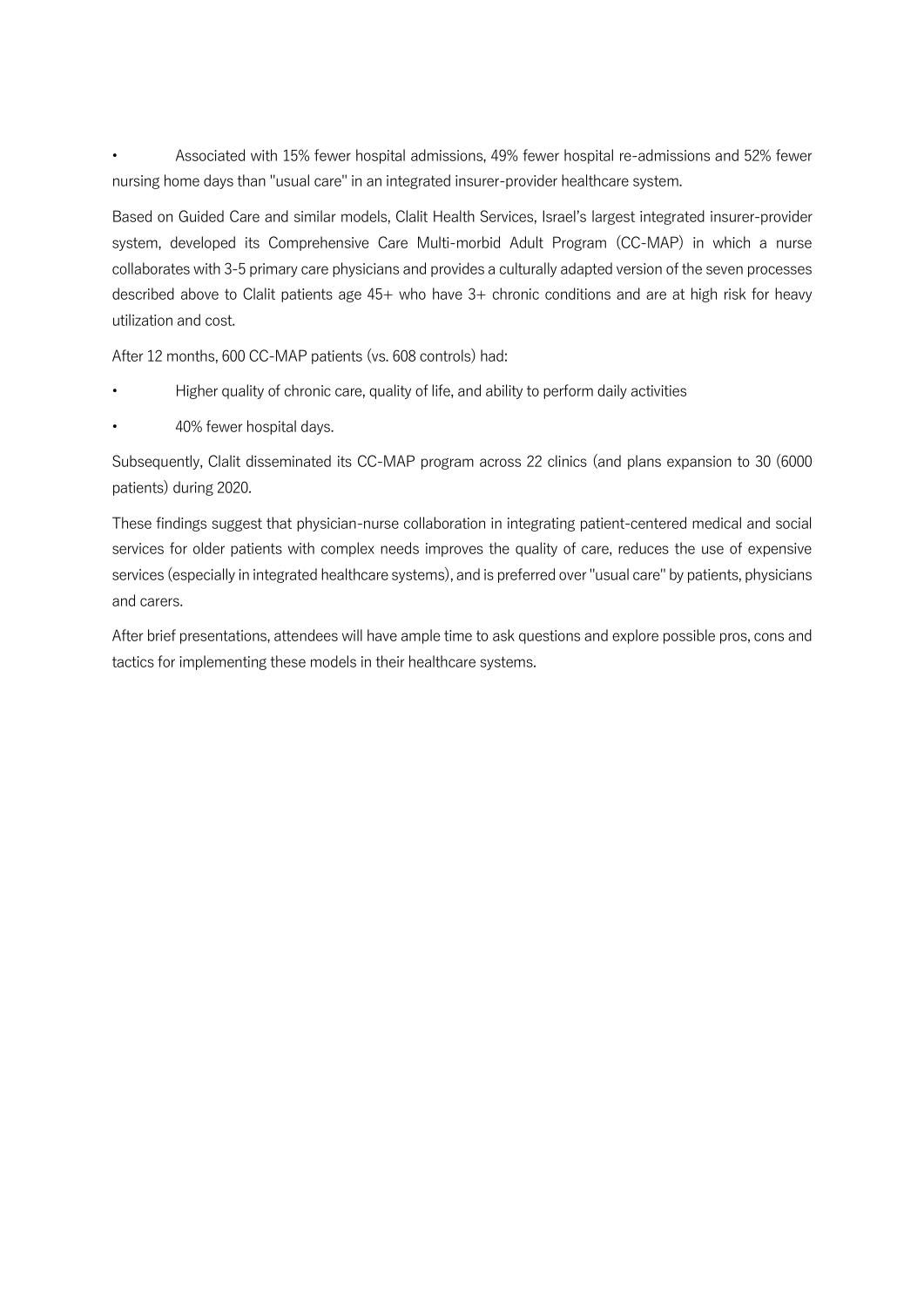- Associated with 15% fewer hospital admissions, 49% fewer hospital re-admissions and 52% fewer nursing home days than "usual care" in an integrated insurer-provider healthcare system.

Based on Guided Care and similar models, Clalit Health Services, Israel's largest integrated insurer-provider system, developed its Comprehensive Care Multi-morbid Adult Program (CC-MAP) in which a nurse collaborates with 3-5 primary care physicians and provides a culturally adapted version of the seven processes described above to Clalit patients age 45+ who have 3+ chronic conditions and are at high risk for heavy utilization and cost.

After 12 months, 600 CC-MAP patients (vs. 608 controls) had:

- Higher quality of chronic care, quality of life, and ability to perform daily activities
- 40% fewer hospital days.

Subsequently, Clalit disseminated its CC-MAP program across 22 clinics (and plans expansion to 30 (6000 patients) during 2020.

These findings suggest that physician-nurse collaboration in integrating patient-centered medical and social services for older patients with complex needs improves the quality of care, reduces the use of expensive services (especially in integrated healthcare systems), and is preferred over "usual care" by patients, physicians and carers.

After brief presentations, attendees will have ample time to ask questions and explore possible pros, cons and tactics for implementing these models in their healthcare systems.